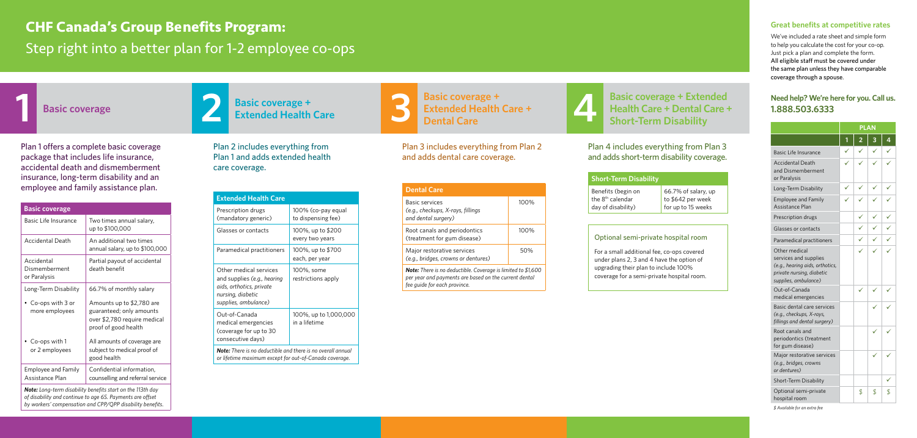# CHF Canada's Group Benefits Program:

Step right into a better plan for 1-2 employee co-ops

## 1 Basic coverage

Plan 1 offers a complete basic coverage package that includes life insurance, accidental death and dismemberment insurance, long-term disability and an employee and family assistance plan.

| Basic coverage | |
|---|---|
| Basic Life Insurance | Two times annual salary, up to $100,000 |
| Accidental Death | An additional two times annual salary, up to $100,000 |
| Accidental Dismemberment or Paralysis | Partial payout of accidental death benefit |
| Long-Term Disability | 66.7% of monthly salary |
| • Co-ops with 3 or more employees | Amounts up to $2,780 are guaranteed; only amounts over $2,780 require medical proof of good health |
| • Co-ops with 1 or 2 employees | All amounts of coverage are subject to medical proof of good health |
| Employee and Family Assistance Plan | Confidential information, counselling and referral service |

***Note:** Long-term disability benefits start on the 113th day of disability and continue to age 65. Payments are offset by workers' compensation and CPP/QPP disability benefits.*

## 2 Basic coverage + Extended Health Care

Plan 2 includes everything from Plan 1 and adds extended health care coverage.

| Extended Health Care | |
|---|---|
| Prescription drugs (mandatory generic) | 100% (co-pay equal to dispensing fee) |
| Glasses or contacts | 100%, up to $200 every two years |
| Paramedical practitioners | 100%, up to $700 each, per year |
| Other medical services and supplies (*e.g., hearing aids, orthotics, private nursing, diabetic supplies, ambulance*) | 100%, some restrictions apply |
| Out-of-Canada medical emergencies (coverage for up to 30 consecutive days) | 100%, up to 1,000,000 in a lifetime |

***Note:** There is no deductible and there is no overall annual or lifetime maximum except for out-of-Canada coverage.*

## 3 Basic coverage + Extended Health Care + Dental Care

Plan 3 includes everything from Plan 2 and adds dental care coverage.

| Dental Care | |
|---|---|
| Basic services (*e.g., checkups, X-rays, fillings and dental surgery*) | 100% |
| Root canals and periodontics (treatment for gum disease) | 100% |
| Major restorative services (*e.g., bridges, crowns or dentures*) | 50% |

***Note:** There is no deductible. Coverage is limited to $1,600 per year and payments are based on the current dental fee guide for each province.*

## 4 Basic coverage + Extended Health Care + Dental Care + Short-Term Disability

Plan 4 includes everything from Plan 3 and adds short-term disability coverage.

| Short-Term Disability | |
|---|---|
| Benefits (begin on the 8th calendar day of disability) | 66.7% of salary, up to $642 per week for up to 15 weeks |

### Optional semi-private hospital room

For a small additional fee, co-ops covered under plans 2, 3 and 4 have the option of upgrading their plan to include 100% coverage for a semi-private hospital room.

### Great benefits at competitive rates

We've included a rate sheet and simple form to help you calculate the cost for your co-op. Just pick a plan and complete the form. All eligible staff must be covered under the same plan unless they have comparable coverage through a spouse.

### Need help? We're here for you. Call us. 1.888.503.6333

| | PLAN | | | |
|---|---|---|---|---|
| | 1 | 2 | 3 | 4 |
| Basic Life Insurance | ✓ | ✓ | ✓ | ✓ |
| Accidental Death and Dismemberment or Paralysis | ✓ | ✓ | ✓ | ✓ |
| Long-Term Disability | ✓ | ✓ | ✓ | ✓ |
| Employee and Family Assistance Plan | ✓ | ✓ | ✓ | ✓ |
| Prescription drugs | | ✓ | ✓ | ✓ |
| Glasses or contacts | | ✓ | ✓ | ✓ |
| Paramedical practitioners | | ✓ | ✓ | ✓ |
| Other medical services and supplies (*e.g., hearing aids, orthotics, private nursing, diabetic supplies, ambulance*) | | ✓ | ✓ | ✓ |
| Out-of-Canada medical emergencies | | ✓ | ✓ | ✓ |
| Basic dental care services (*e.g., checkups, X-rays, fillings and dental surgery*) | | | ✓ | ✓ |
| Root canals and periodontics (treatment for gum disease) | | | ✓ | ✓ |
| Major restorative services (*e.g., bridges, crowns or dentures*) | | | ✓ | ✓ |
| Short-Term Disability | | | | ✓ |
| Optional semi-private hospital room | | $ | $ | $ |

*$ Available for an extra fee*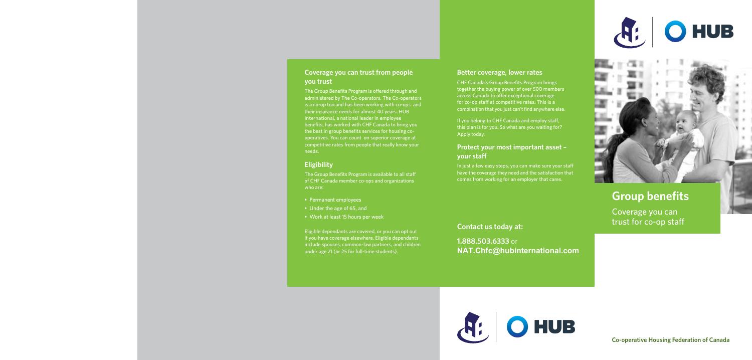## Coverage you can trust from people you trust

The Group Benefits Program is offered through and administered by The Co-operators. The Co-operators is a co-op too and has been working with co-ops and their insurance needs for almost 40 years. HUB International, a national leader in employee benefits, has worked with CHF Canada to bring you the best in group benefits services for housing co-operatives. You can count on superior coverage at competitive rates from people that really know your needs.

## Eligibility

The Group Benefits Program is available to all staff of CHF Canada member co-ops and organizations who are:

- Permanent employees
- Under the age of 65, and
- Work at least 15 hours per week

Eligible dependants are covered, or you can opt out if you have coverage elsewhere. Eligible dependants include spouses, common-law partners, and children under age 21 (or 25 for full-time students).

## Better coverage, lower rates

CHF Canada's Group Benefits Program brings together the buying power of over 500 members across Canada to offer exceptional coverage for co-op staff at competitive rates. This is a combination that you just can't find anywhere else.

If you belong to CHF Canada and employ staff, this plan is for you. So what are you waiting for? Apply today.

## Protect your most important asset – your staff

In just a few easy steps, you can make sure your staff have the coverage they need and the satisfaction that comes from working for an employer that cares.

### Contact us today at:

**1.888.503.6333** or **NAT.Chfc@hubinternational.com**

HUB

# Group benefits

Coverage you can trust for co-op staff

HUB

**Co-operative Housing Federation of Canada**